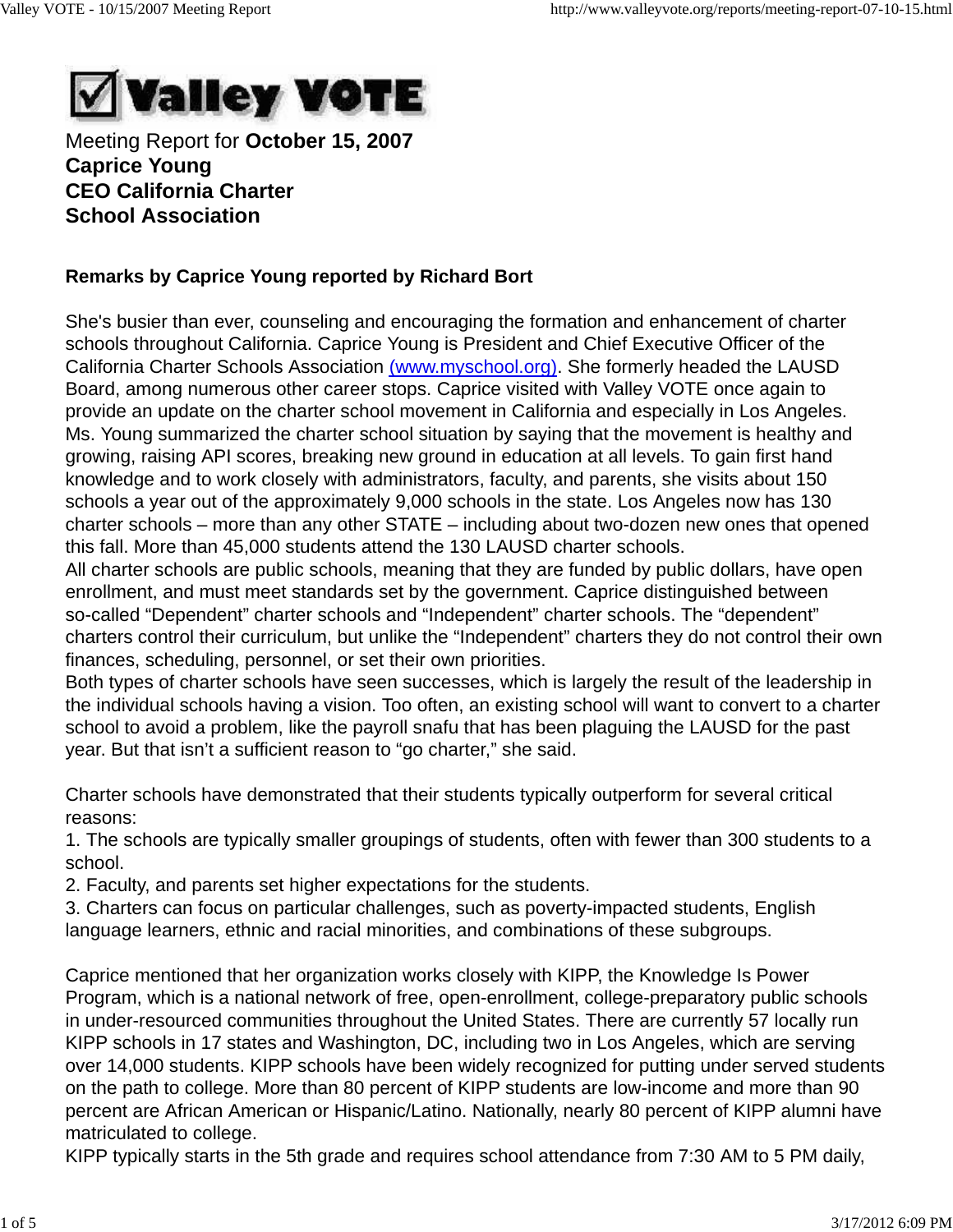# Valley VOTE

Meeting Report for **October 15, 2007**
**Caprice Young**
**CEO California Charter School Association**

**Remarks by Caprice Young reported by Richard Bort**

She's busier than ever, counseling and encouraging the formation and enhancement of charter schools throughout California. Caprice Young is President and Chief Executive Officer of the California Charter Schools Association [(www.myschool.org)](http://www.myschool.org). She formerly headed the LAUSD Board, among numerous other career stops. Caprice visited with Valley VOTE once again to provide an update on the charter school movement in California and especially in Los Angeles. Ms. Young summarized the charter school situation by saying that the movement is healthy and growing, raising API scores, breaking new ground in education at all levels. To gain first hand knowledge and to work closely with administrators, faculty, and parents, she visits about 150 schools a year out of the approximately 9,000 schools in the state. Los Angeles now has 130 charter schools – more than any other STATE – including about two-dozen new ones that opened this fall. More than 45,000 students attend the 130 LAUSD charter schools.
All charter schools are public schools, meaning that they are funded by public dollars, have open enrollment, and must meet standards set by the government. Caprice distinguished between so-called "Dependent" charter schools and "Independent" charter schools. The "dependent" charters control their curriculum, but unlike the "Independent" charters they do not control their own finances, scheduling, personnel, or set their own priorities.
Both types of charter schools have seen successes, which is largely the result of the leadership in the individual schools having a vision. Too often, an existing school will want to convert to a charter school to avoid a problem, like the payroll snafu that has been plaguing the LAUSD for the past year. But that isn't a sufficient reason to "go charter," she said.

Charter schools have demonstrated that their students typically outperform for several critical reasons:
1. The schools are typically smaller groupings of students, often with fewer than 300 students to a school.
2. Faculty, and parents set higher expectations for the students.
3. Charters can focus on particular challenges, such as poverty-impacted students, English language learners, ethnic and racial minorities, and combinations of these subgroups.

Caprice mentioned that her organization works closely with KIPP, the Knowledge Is Power Program, which is a national network of free, open-enrollment, college-preparatory public schools in under-resourced communities throughout the United States. There are currently 57 locally run KIPP schools in 17 states and Washington, DC, including two in Los Angeles, which are serving over 14,000 students. KIPP schools have been widely recognized for putting under served students on the path to college. More than 80 percent of KIPP students are low-income and more than 90 percent are African American or Hispanic/Latino. Nationally, nearly 80 percent of KIPP alumni have matriculated to college.
KIPP typically starts in the 5th grade and requires school attendance from 7:30 AM to 5 PM daily,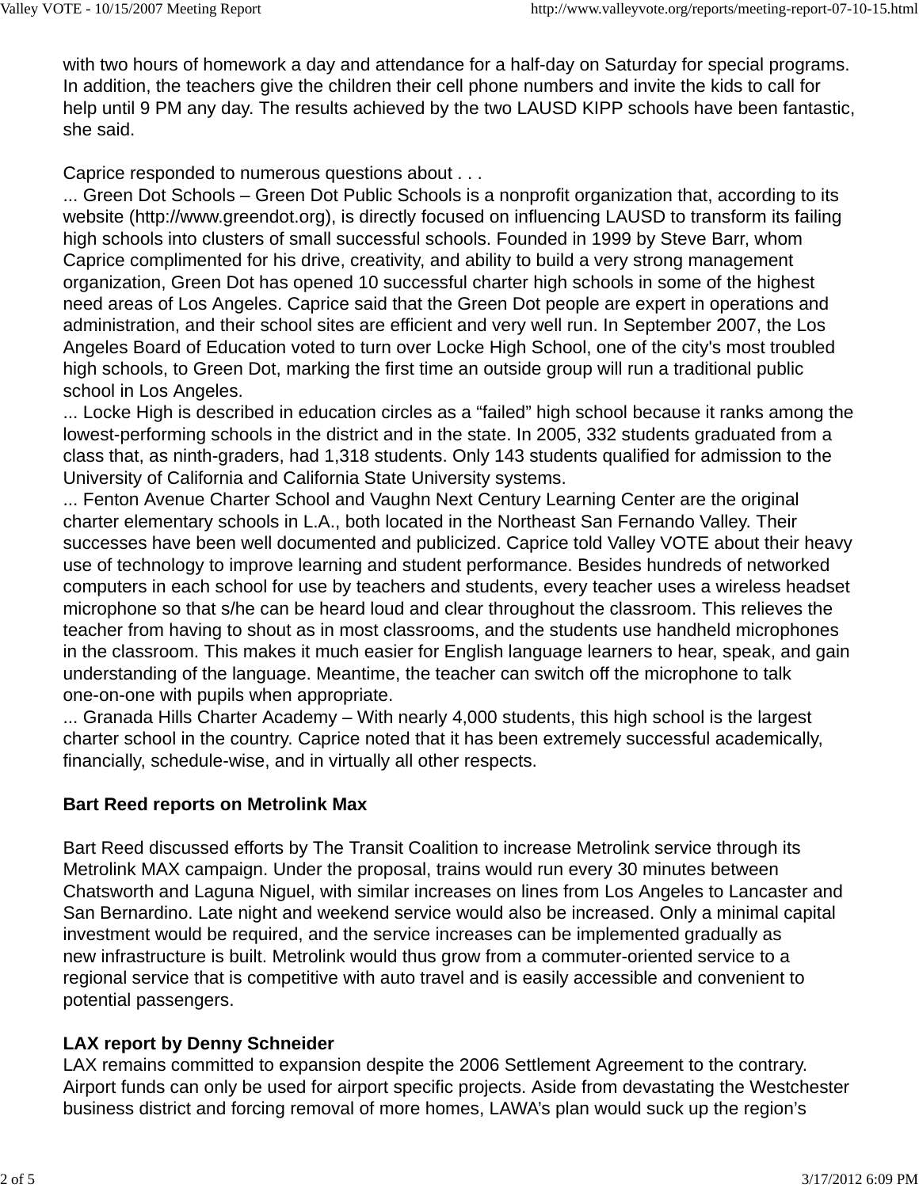with two hours of homework a day and attendance for a half-day on Saturday for special programs. In addition, the teachers give the children their cell phone numbers and invite the kids to call for help until 9 PM any day. The results achieved by the two LAUSD KIPP schools have been fantastic, she said.

Caprice responded to numerous questions about . . .
... Green Dot Schools – Green Dot Public Schools is a nonprofit organization that, according to its website (http://www.greendot.org), is directly focused on influencing LAUSD to transform its failing high schools into clusters of small successful schools. Founded in 1999 by Steve Barr, whom Caprice complimented for his drive, creativity, and ability to build a very strong management organization, Green Dot has opened 10 successful charter high schools in some of the highest need areas of Los Angeles. Caprice said that the Green Dot people are expert in operations and administration, and their school sites are efficient and very well run. In September 2007, the Los Angeles Board of Education voted to turn over Locke High School, one of the city's most troubled high schools, to Green Dot, marking the first time an outside group will run a traditional public school in Los Angeles.
... Locke High is described in education circles as a “failed” high school because it ranks among the lowest-performing schools in the district and in the state. In 2005, 332 students graduated from a class that, as ninth-graders, had 1,318 students. Only 143 students qualified for admission to the University of California and California State University systems.
... Fenton Avenue Charter School and Vaughn Next Century Learning Center are the original charter elementary schools in L.A., both located in the Northeast San Fernando Valley. Their successes have been well documented and publicized. Caprice told Valley VOTE about their heavy use of technology to improve learning and student performance. Besides hundreds of networked computers in each school for use by teachers and students, every teacher uses a wireless headset microphone so that s/he can be heard loud and clear throughout the classroom. This relieves the teacher from having to shout as in most classrooms, and the students use handheld microphones in the classroom. This makes it much easier for English language learners to hear, speak, and gain understanding of the language. Meantime, the teacher can switch off the microphone to talk one-on-one with pupils when appropriate.
... Granada Hills Charter Academy – With nearly 4,000 students, this high school is the largest charter school in the country. Caprice noted that it has been extremely successful academically, financially, schedule-wise, and in virtually all other respects.

**Bart Reed reports on Metrolink Max**

Bart Reed discussed efforts by The Transit Coalition to increase Metrolink service through its Metrolink MAX campaign. Under the proposal, trains would run every 30 minutes between Chatsworth and Laguna Niguel, with similar increases on lines from Los Angeles to Lancaster and San Bernardino. Late night and weekend service would also be increased. Only a minimal capital investment would be required, and the service increases can be implemented gradually as new infrastructure is built. Metrolink would thus grow from a commuter-oriented service to a regional service that is competitive with auto travel and is easily accessible and convenient to potential passengers.

**LAX report by Denny Schneider**

LAX remains committed to expansion despite the 2006 Settlement Agreement to the contrary. Airport funds can only be used for airport specific projects. Aside from devastating the Westchester business district and forcing removal of more homes, LAWA’s plan would suck up the region’s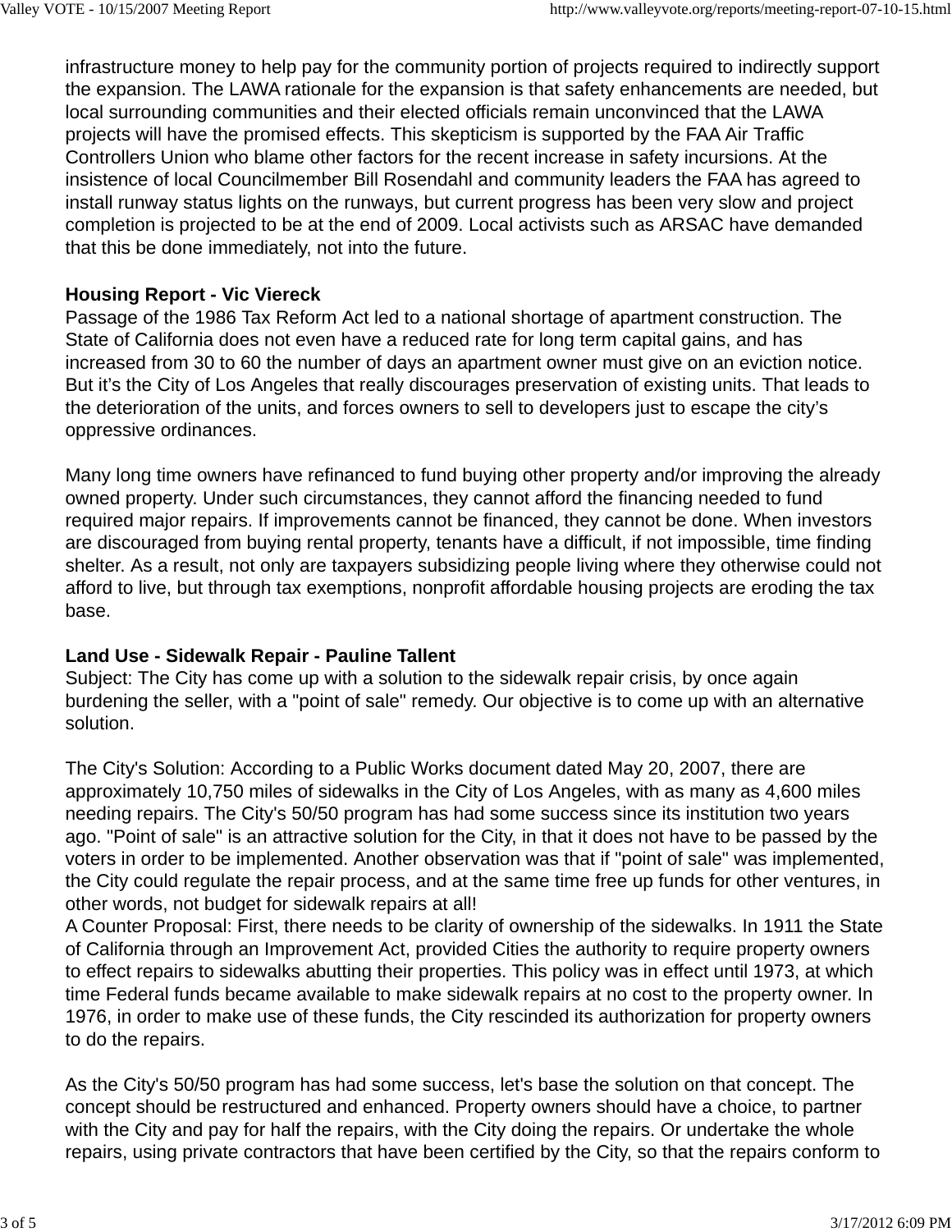infrastructure money to help pay for the community portion of projects required to indirectly support the expansion. The LAWA rationale for the expansion is that safety enhancements are needed, but local surrounding communities and their elected officials remain unconvinced that the LAWA projects will have the promised effects. This skepticism is supported by the FAA Air Traffic Controllers Union who blame other factors for the recent increase in safety incursions. At the insistence of local Councilmember Bill Rosendahl and community leaders the FAA has agreed to install runway status lights on the runways, but current progress has been very slow and project completion is projected to be at the end of 2009. Local activists such as ARSAC have demanded that this be done immediately, not into the future.

**Housing Report - Vic Viereck**

Passage of the 1986 Tax Reform Act led to a national shortage of apartment construction. The State of California does not even have a reduced rate for long term capital gains, and has increased from 30 to 60 the number of days an apartment owner must give on an eviction notice. But it's the City of Los Angeles that really discourages preservation of existing units. That leads to the deterioration of the units, and forces owners to sell to developers just to escape the city's oppressive ordinances.

Many long time owners have refinanced to fund buying other property and/or improving the already owned property. Under such circumstances, they cannot afford the financing needed to fund required major repairs. If improvements cannot be financed, they cannot be done. When investors are discouraged from buying rental property, tenants have a difficult, if not impossible, time finding shelter. As a result, not only are taxpayers subsidizing people living where they otherwise could not afford to live, but through tax exemptions, nonprofit affordable housing projects are eroding the tax base.

**Land Use - Sidewalk Repair - Pauline Tallent**

Subject: The City has come up with a solution to the sidewalk repair crisis, by once again burdening the seller, with a "point of sale" remedy. Our objective is to come up with an alternative solution.

The City's Solution: According to a Public Works document dated May 20, 2007, there are approximately 10,750 miles of sidewalks in the City of Los Angeles, with as many as 4,600 miles needing repairs. The City's 50/50 program has had some success since its institution two years ago. "Point of sale" is an attractive solution for the City, in that it does not have to be passed by the voters in order to be implemented. Another observation was that if "point of sale" was implemented, the City could regulate the repair process, and at the same time free up funds for other ventures, in other words, not budget for sidewalk repairs at all!

A Counter Proposal: First, there needs to be clarity of ownership of the sidewalks. In 1911 the State of California through an Improvement Act, provided Cities the authority to require property owners to effect repairs to sidewalks abutting their properties. This policy was in effect until 1973, at which time Federal funds became available to make sidewalk repairs at no cost to the property owner. In 1976, in order to make use of these funds, the City rescinded its authorization for property owners to do the repairs.

As the City's 50/50 program has had some success, let's base the solution on that concept. The concept should be restructured and enhanced. Property owners should have a choice, to partner with the City and pay for half the repairs, with the City doing the repairs. Or undertake the whole repairs, using private contractors that have been certified by the City, so that the repairs conform to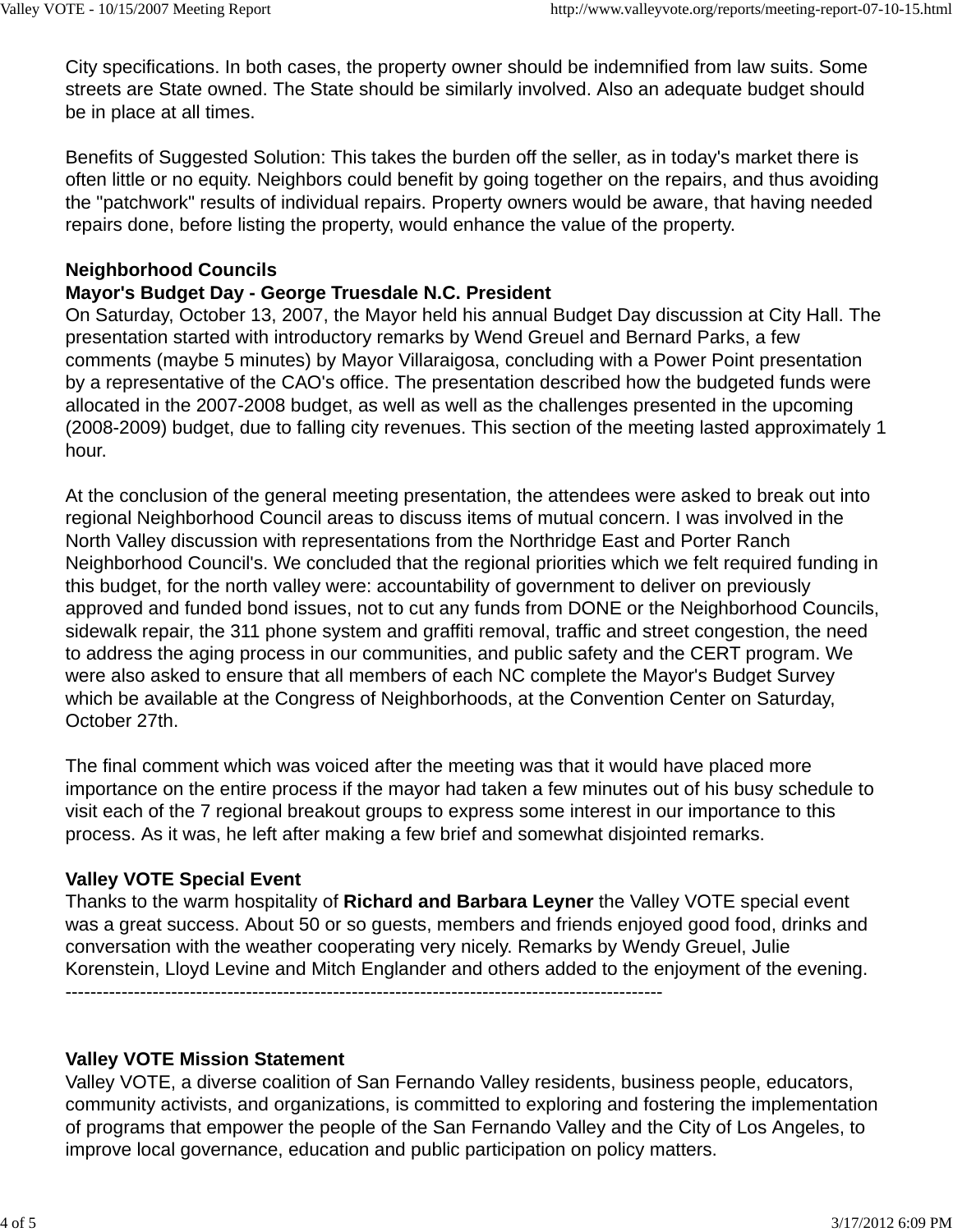City specifications. In both cases, the property owner should be indemnified from law suits. Some streets are State owned. The State should be similarly involved. Also an adequate budget should be in place at all times.

Benefits of Suggested Solution: This takes the burden off the seller, as in today's market there is often little or no equity. Neighbors could benefit by going together on the repairs, and thus avoiding the "patchwork" results of individual repairs. Property owners would be aware, that having needed repairs done, before listing the property, would enhance the value of the property.

**Neighborhood Councils**
**Mayor's Budget Day - George Truesdale N.C. President**
On Saturday, October 13, 2007, the Mayor held his annual Budget Day discussion at City Hall. The presentation started with introductory remarks by Wend Greuel and Bernard Parks, a few comments (maybe 5 minutes) by Mayor Villaraigosa, concluding with a Power Point presentation by a representative of the CAO's office. The presentation described how the budgeted funds were allocated in the 2007-2008 budget, as well as well as the challenges presented in the upcoming (2008-2009) budget, due to falling city revenues. This section of the meeting lasted approximately 1 hour.

At the conclusion of the general meeting presentation, the attendees were asked to break out into regional Neighborhood Council areas to discuss items of mutual concern. I was involved in the North Valley discussion with representations from the Northridge East and Porter Ranch Neighborhood Council's. We concluded that the regional priorities which we felt required funding in this budget, for the north valley were: accountability of government to deliver on previously approved and funded bond issues, not to cut any funds from DONE or the Neighborhood Councils, sidewalk repair, the 311 phone system and graffiti removal, traffic and street congestion, the need to address the aging process in our communities, and public safety and the CERT program. We were also asked to ensure that all members of each NC complete the Mayor's Budget Survey which be available at the Congress of Neighborhoods, at the Convention Center on Saturday, October 27th.

The final comment which was voiced after the meeting was that it would have placed more importance on the entire process if the mayor had taken a few minutes out of his busy schedule to visit each of the 7 regional breakout groups to express some interest in our importance to this process. As it was, he left after making a few brief and somewhat disjointed remarks.

**Valley VOTE Special Event**
Thanks to the warm hospitality of **Richard and Barbara Leyner** the Valley VOTE special event was a great success. About 50 or so guests, members and friends enjoyed good food, drinks and conversation with the weather cooperating very nicely. Remarks by Wendy Greuel, Julie Korenstein, Lloyd Levine and Mitch Englander and others added to the enjoyment of the evening.
-----------------------------------------------------------------------------------------------

**Valley VOTE Mission Statement**
Valley VOTE, a diverse coalition of San Fernando Valley residents, business people, educators, community activists, and organizations, is committed to exploring and fostering the implementation of programs that empower the people of the San Fernando Valley and the City of Los Angeles, to improve local governance, education and public participation on policy matters.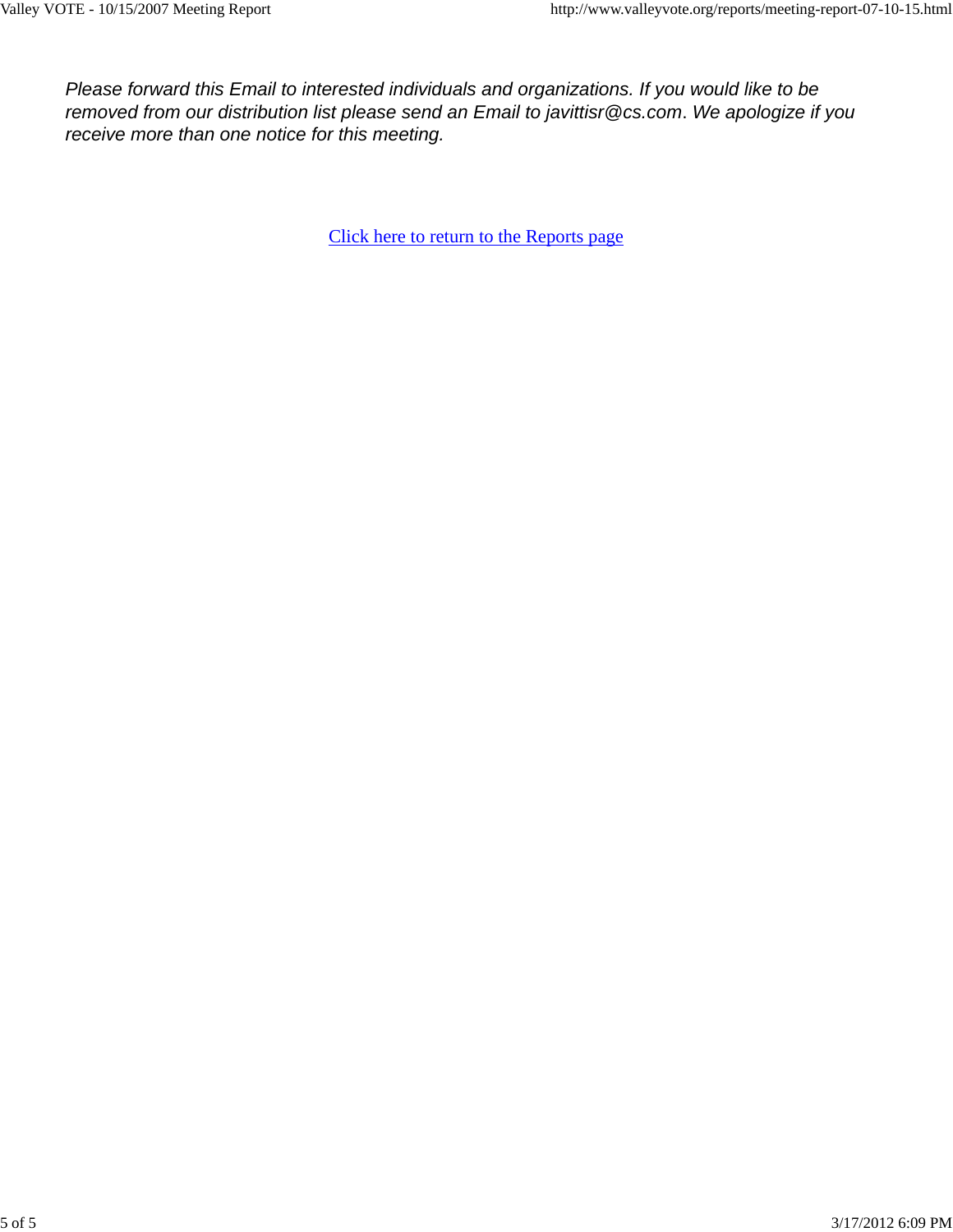*Please forward this Email to interested individuals and organizations. If you would like to be removed from our distribution list please send an Email to javittisr@cs.com. We apologize if you receive more than one notice for this meeting.*

Click here to return to the Reports page